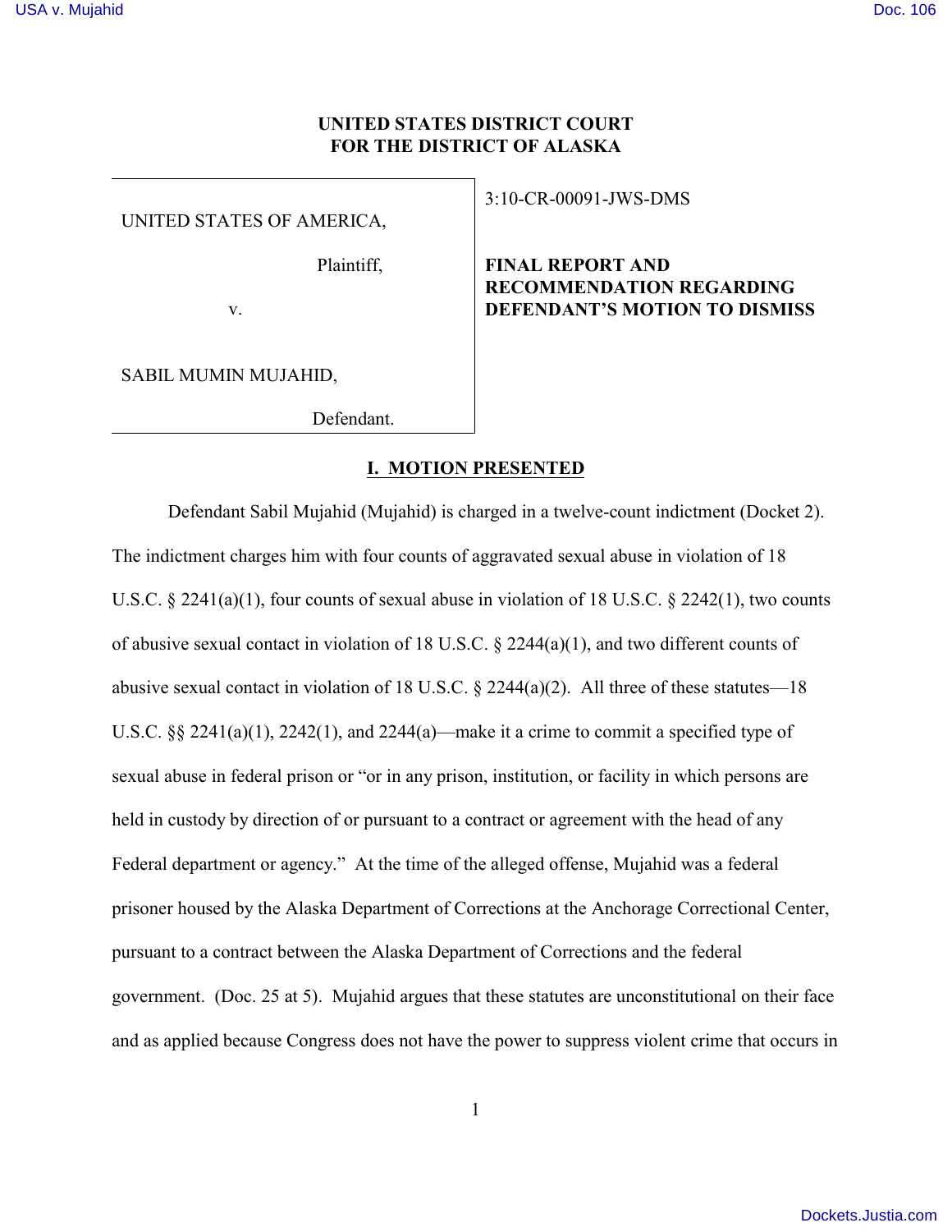# UNITED STATES DISTRICT COURT
# FOR THE DISTRICT OF ALASKA

| UNITED STATES OF AMERICA, Plaintiff, v. SABIL MUMIN MUJAHID, Defendant. | 3:10-CR-00091-JWS-DMS **FINAL REPORT AND RECOMMENDATION REGARDING DEFENDANT'S MOTION TO DISMISS** |
|---|---|

## I. MOTION PRESENTED

Defendant Sabil Mujahid (Mujahid) is charged in a twelve-count indictment (Docket 2). The indictment charges him with four counts of aggravated sexual abuse in violation of 18 U.S.C. § 2241(a)(1), four counts of sexual abuse in violation of 18 U.S.C. § 2242(1), two counts of abusive sexual contact in violation of 18 U.S.C. § 2244(a)(1), and two different counts of abusive sexual contact in violation of 18 U.S.C. § 2244(a)(2). All three of these statutes—18 U.S.C. §§ 2241(a)(1), 2242(1), and 2244(a)—make it a crime to commit a specified type of sexual abuse in federal prison or "or in any prison, institution, or facility in which persons are held in custody by direction of or pursuant to a contract or agreement with the head of any Federal department or agency." At the time of the alleged offense, Mujahid was a federal prisoner housed by the Alaska Department of Corrections at the Anchorage Correctional Center, pursuant to a contract between the Alaska Department of Corrections and the federal government. (Doc. 25 at 5). Mujahid argues that these statutes are unconstitutional on their face and as applied because Congress does not have the power to suppress violent crime that occurs in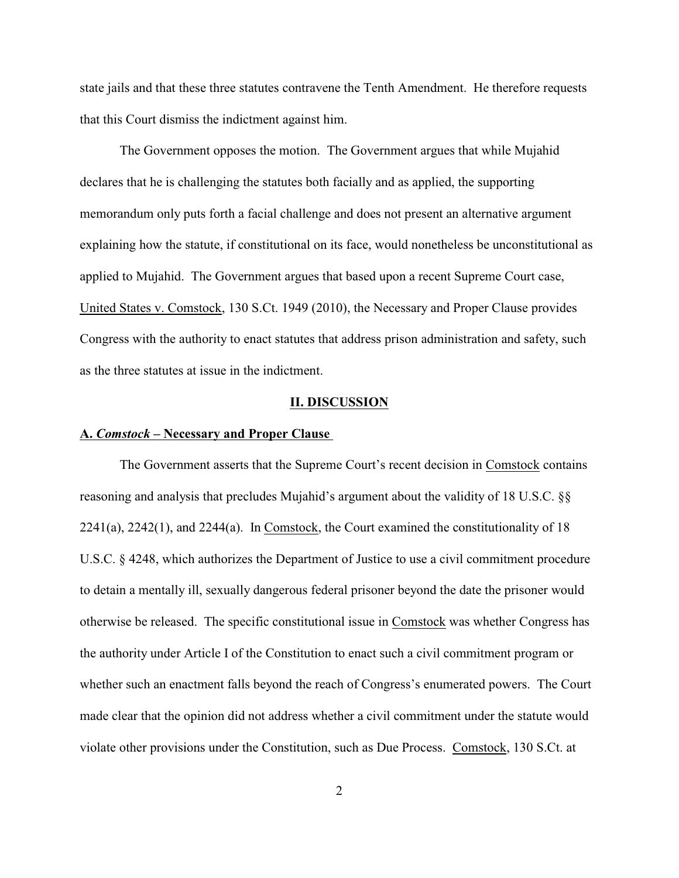state jails and that these three statutes contravene the Tenth Amendment. He therefore requests that this Court dismiss the indictment against him.

The Government opposes the motion. The Government argues that while Mujahid declares that he is challenging the statutes both facially and as applied, the supporting memorandum only puts forth a facial challenge and does not present an alternative argument explaining how the statute, if constitutional on its face, would nonetheless be unconstitutional as applied to Mujahid. The Government argues that based upon a recent Supreme Court case, United States v. Comstock, 130 S.Ct. 1949 (2010), the Necessary and Proper Clause provides Congress with the authority to enact statutes that address prison administration and safety, such as the three statutes at issue in the indictment.

## II. DISCUSSION

### A. *Comstock* – Necessary and Proper Clause

The Government asserts that the Supreme Court's recent decision in Comstock contains reasoning and analysis that precludes Mujahid's argument about the validity of 18 U.S.C. §§ 2241(a), 2242(1), and 2244(a). In Comstock, the Court examined the constitutionality of 18 U.S.C. § 4248, which authorizes the Department of Justice to use a civil commitment procedure to detain a mentally ill, sexually dangerous federal prisoner beyond the date the prisoner would otherwise be released. The specific constitutional issue in Comstock was whether Congress has the authority under Article I of the Constitution to enact such a civil commitment program or whether such an enactment falls beyond the reach of Congress's enumerated powers. The Court made clear that the opinion did not address whether a civil commitment under the statute would violate other provisions under the Constitution, such as Due Process. Comstock, 130 S.Ct. at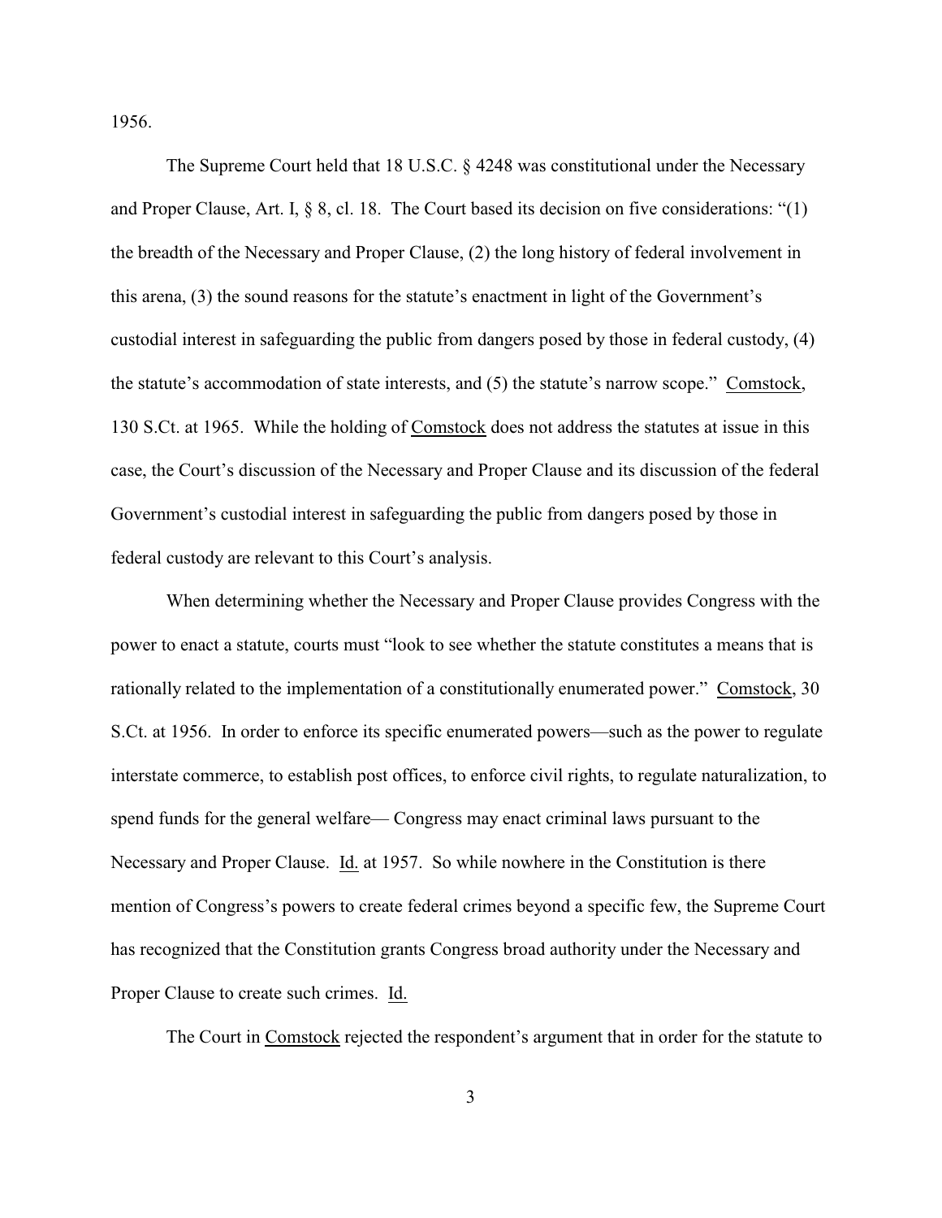1956.

The Supreme Court held that 18 U.S.C. § 4248 was constitutional under the Necessary and Proper Clause, Art. I, § 8, cl. 18. The Court based its decision on five considerations: "(1) the breadth of the Necessary and Proper Clause, (2) the long history of federal involvement in this arena, (3) the sound reasons for the statute's enactment in light of the Government's custodial interest in safeguarding the public from dangers posed by those in federal custody, (4) the statute's accommodation of state interests, and (5) the statute's narrow scope." Comstock, 130 S.Ct. at 1965. While the holding of Comstock does not address the statutes at issue in this case, the Court's discussion of the Necessary and Proper Clause and its discussion of the federal Government's custodial interest in safeguarding the public from dangers posed by those in federal custody are relevant to this Court's analysis.

When determining whether the Necessary and Proper Clause provides Congress with the power to enact a statute, courts must "look to see whether the statute constitutes a means that is rationally related to the implementation of a constitutionally enumerated power." Comstock, 30 S.Ct. at 1956. In order to enforce its specific enumerated powers—such as the power to regulate interstate commerce, to establish post offices, to enforce civil rights, to regulate naturalization, to spend funds for the general welfare— Congress may enact criminal laws pursuant to the Necessary and Proper Clause. Id. at 1957. So while nowhere in the Constitution is there mention of Congress's powers to create federal crimes beyond a specific few, the Supreme Court has recognized that the Constitution grants Congress broad authority under the Necessary and Proper Clause to create such crimes. Id.

The Court in Comstock rejected the respondent's argument that in order for the statute to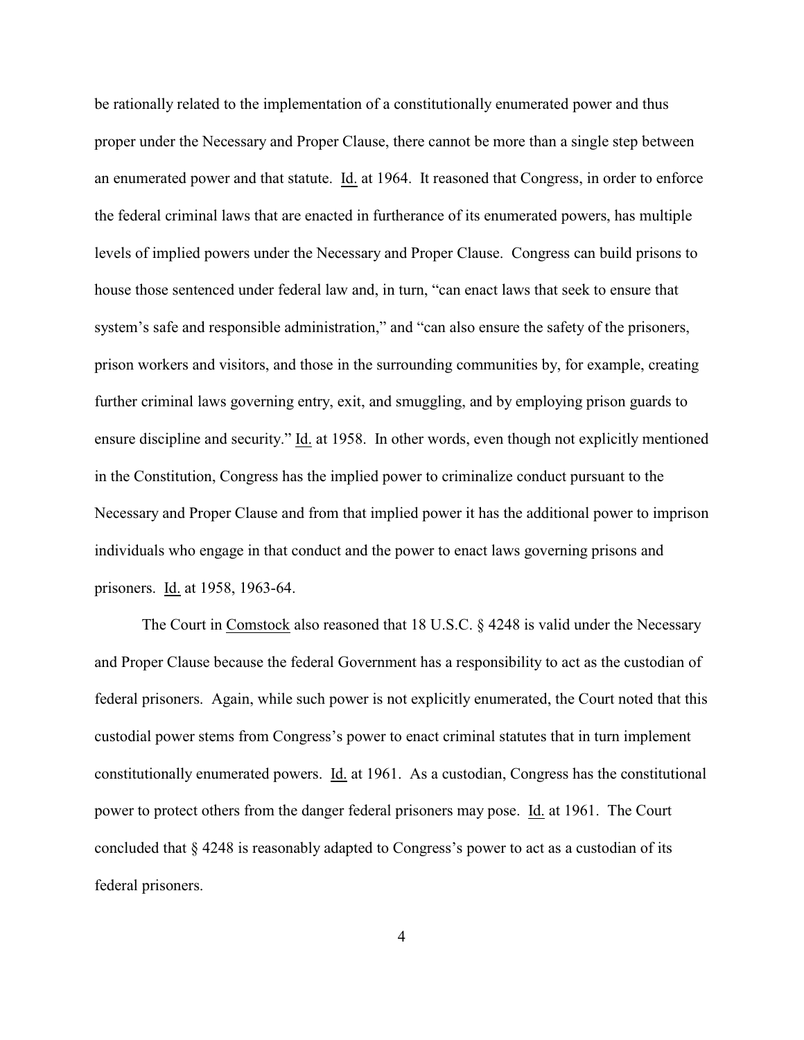be rationally related to the implementation of a constitutionally enumerated power and thus proper under the Necessary and Proper Clause, there cannot be more than a single step between an enumerated power and that statute. Id. at 1964. It reasoned that Congress, in order to enforce the federal criminal laws that are enacted in furtherance of its enumerated powers, has multiple levels of implied powers under the Necessary and Proper Clause. Congress can build prisons to house those sentenced under federal law and, in turn, "can enact laws that seek to ensure that system's safe and responsible administration," and "can also ensure the safety of the prisoners, prison workers and visitors, and those in the surrounding communities by, for example, creating further criminal laws governing entry, exit, and smuggling, and by employing prison guards to ensure discipline and security." Id. at 1958. In other words, even though not explicitly mentioned in the Constitution, Congress has the implied power to criminalize conduct pursuant to the Necessary and Proper Clause and from that implied power it has the additional power to imprison individuals who engage in that conduct and the power to enact laws governing prisons and prisoners. Id. at 1958, 1963-64.

The Court in Comstock also reasoned that 18 U.S.C. § 4248 is valid under the Necessary and Proper Clause because the federal Government has a responsibility to act as the custodian of federal prisoners. Again, while such power is not explicitly enumerated, the Court noted that this custodial power stems from Congress's power to enact criminal statutes that in turn implement constitutionally enumerated powers. Id. at 1961. As a custodian, Congress has the constitutional power to protect others from the danger federal prisoners may pose. Id. at 1961. The Court concluded that § 4248 is reasonably adapted to Congress's power to act as a custodian of its federal prisoners.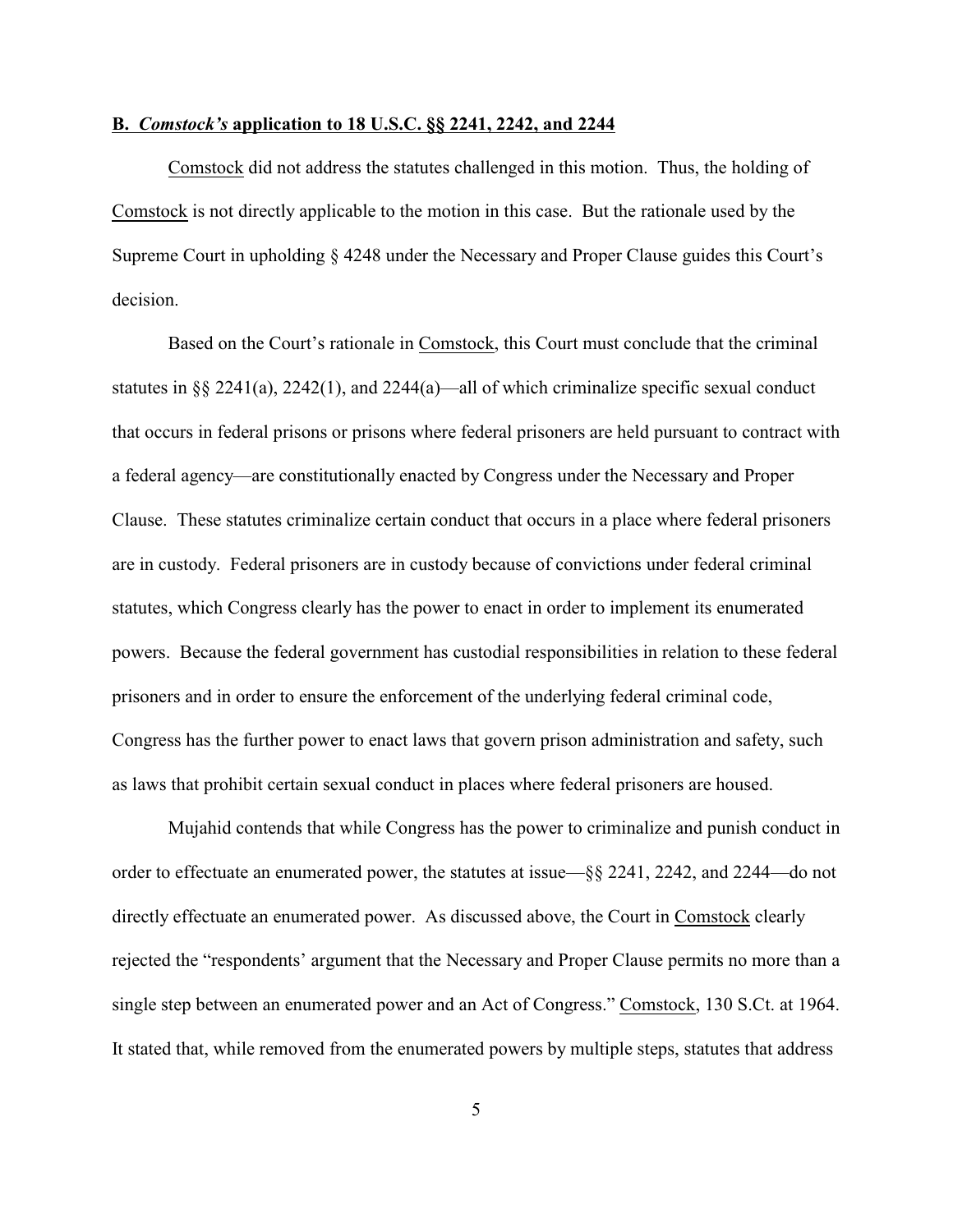**B. *Comstock's* application to 18 U.S.C. §§ 2241, 2242, and 2244**

Comstock did not address the statutes challenged in this motion. Thus, the holding of Comstock is not directly applicable to the motion in this case. But the rationale used by the Supreme Court in upholding § 4248 under the Necessary and Proper Clause guides this Court's decision.

Based on the Court's rationale in Comstock, this Court must conclude that the criminal statutes in §§ 2241(a), 2242(1), and 2244(a)—all of which criminalize specific sexual conduct that occurs in federal prisons or prisons where federal prisoners are held pursuant to contract with a federal agency—are constitutionally enacted by Congress under the Necessary and Proper Clause. These statutes criminalize certain conduct that occurs in a place where federal prisoners are in custody. Federal prisoners are in custody because of convictions under federal criminal statutes, which Congress clearly has the power to enact in order to implement its enumerated powers. Because the federal government has custodial responsibilities in relation to these federal prisoners and in order to ensure the enforcement of the underlying federal criminal code, Congress has the further power to enact laws that govern prison administration and safety, such as laws that prohibit certain sexual conduct in places where federal prisoners are housed.

Mujahid contends that while Congress has the power to criminalize and punish conduct in order to effectuate an enumerated power, the statutes at issue—§§ 2241, 2242, and 2244—do not directly effectuate an enumerated power. As discussed above, the Court in Comstock clearly rejected the "respondents' argument that the Necessary and Proper Clause permits no more than a single step between an enumerated power and an Act of Congress." Comstock, 130 S.Ct. at 1964. It stated that, while removed from the enumerated powers by multiple steps, statutes that address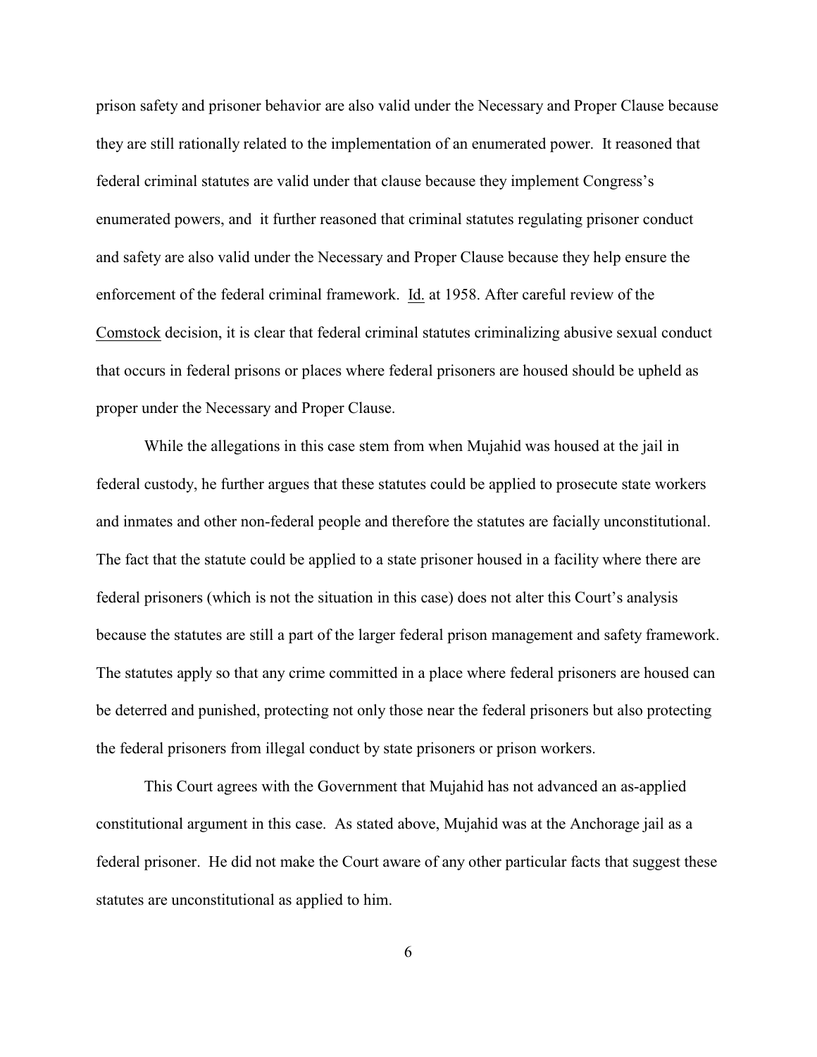prison safety and prisoner behavior are also valid under the Necessary and Proper Clause because they are still rationally related to the implementation of an enumerated power. It reasoned that federal criminal statutes are valid under that clause because they implement Congress's enumerated powers, and it further reasoned that criminal statutes regulating prisoner conduct and safety are also valid under the Necessary and Proper Clause because they help ensure the enforcement of the federal criminal framework. Id. at 1958. After careful review of the Comstock decision, it is clear that federal criminal statutes criminalizing abusive sexual conduct that occurs in federal prisons or places where federal prisoners are housed should be upheld as proper under the Necessary and Proper Clause.

While the allegations in this case stem from when Mujahid was housed at the jail in federal custody, he further argues that these statutes could be applied to prosecute state workers and inmates and other non-federal people and therefore the statutes are facially unconstitutional. The fact that the statute could be applied to a state prisoner housed in a facility where there are federal prisoners (which is not the situation in this case) does not alter this Court's analysis because the statutes are still a part of the larger federal prison management and safety framework. The statutes apply so that any crime committed in a place where federal prisoners are housed can be deterred and punished, protecting not only those near the federal prisoners but also protecting the federal prisoners from illegal conduct by state prisoners or prison workers.

This Court agrees with the Government that Mujahid has not advanced an as-applied constitutional argument in this case. As stated above, Mujahid was at the Anchorage jail as a federal prisoner. He did not make the Court aware of any other particular facts that suggest these statutes are unconstitutional as applied to him.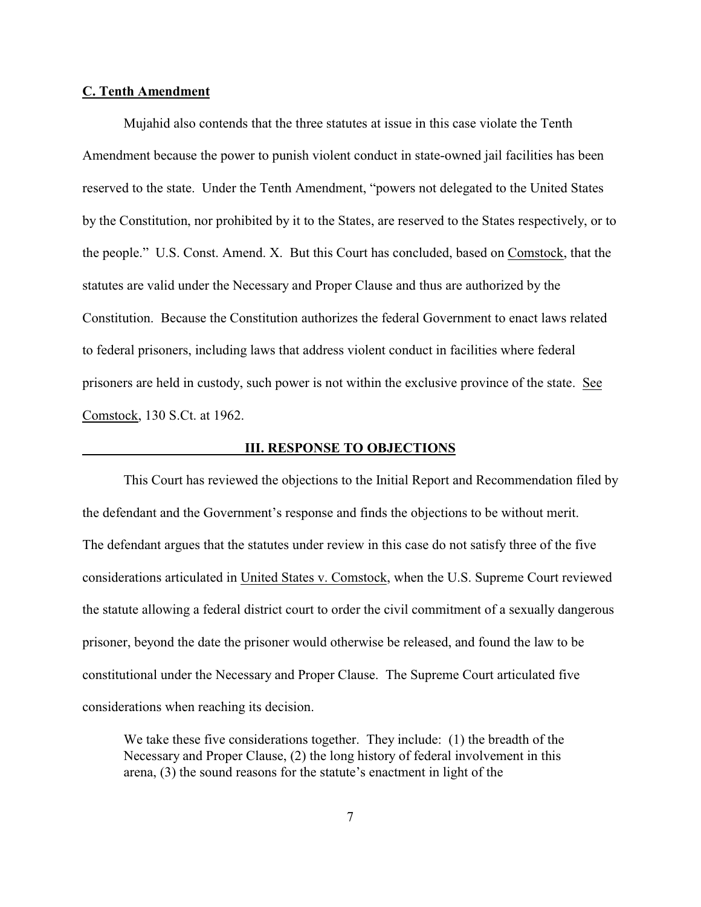**C. Tenth Amendment**

Mujahid also contends that the three statutes at issue in this case violate the Tenth Amendment because the power to punish violent conduct in state-owned jail facilities has been reserved to the state. Under the Tenth Amendment, "powers not delegated to the United States by the Constitution, nor prohibited by it to the States, are reserved to the States respectively, or to the people." U.S. Const. Amend. X. But this Court has concluded, based on Comstock, that the statutes are valid under the Necessary and Proper Clause and thus are authorized by the Constitution. Because the Constitution authorizes the federal Government to enact laws related to federal prisoners, including laws that address violent conduct in facilities where federal prisoners are held in custody, such power is not within the exclusive province of the state. See Comstock, 130 S.Ct. at 1962.

**III. RESPONSE TO OBJECTIONS**

This Court has reviewed the objections to the Initial Report and Recommendation filed by the defendant and the Government's response and finds the objections to be without merit. The defendant argues that the statutes under review in this case do not satisfy three of the five considerations articulated in United States v. Comstock, when the U.S. Supreme Court reviewed the statute allowing a federal district court to order the civil commitment of a sexually dangerous prisoner, beyond the date the prisoner would otherwise be released, and found the law to be constitutional under the Necessary and Proper Clause. The Supreme Court articulated five considerations when reaching its decision.

> We take these five considerations together. They include: (1) the breadth of the Necessary and Proper Clause, (2) the long history of federal involvement in this arena, (3) the sound reasons for the statute's enactment in light of the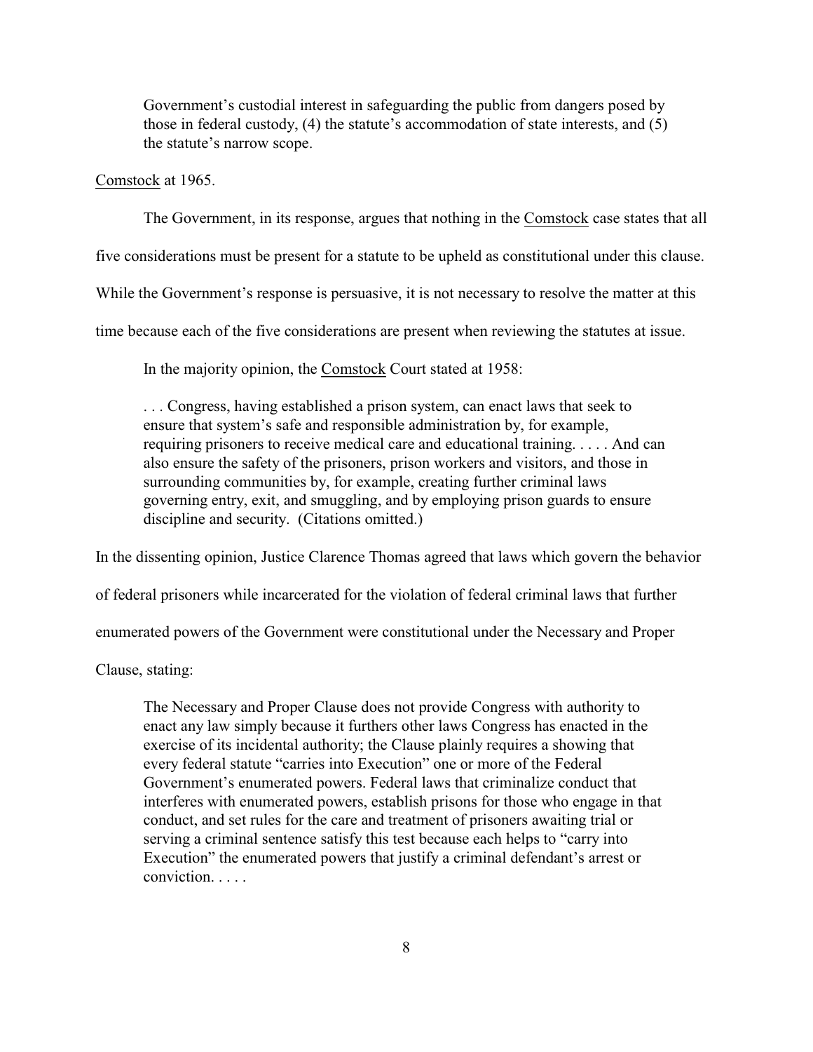> Government's custodial interest in safeguarding the public from dangers posed by those in federal custody, (4) the statute's accommodation of state interests, and (5) the statute's narrow scope.

Comstock at 1965.

The Government, in its response, argues that nothing in the Comstock case states that all five considerations must be present for a statute to be upheld as constitutional under this clause. While the Government's response is persuasive, it is not necessary to resolve the matter at this time because each of the five considerations are present when reviewing the statutes at issue.

In the majority opinion, the Comstock Court stated at 1958:

> . . . Congress, having established a prison system, can enact laws that seek to ensure that system's safe and responsible administration by, for example, requiring prisoners to receive medical care and educational training. . . . . And can also ensure the safety of the prisoners, prison workers and visitors, and those in surrounding communities by, for example, creating further criminal laws governing entry, exit, and smuggling, and by employing prison guards to ensure discipline and security. (Citations omitted.)

In the dissenting opinion, Justice Clarence Thomas agreed that laws which govern the behavior of federal prisoners while incarcerated for the violation of federal criminal laws that further enumerated powers of the Government were constitutional under the Necessary and Proper Clause, stating:

> The Necessary and Proper Clause does not provide Congress with authority to enact any law simply because it furthers other laws Congress has enacted in the exercise of its incidental authority; the Clause plainly requires a showing that every federal statute "carries into Execution" one or more of the Federal Government's enumerated powers. Federal laws that criminalize conduct that interferes with enumerated powers, establish prisons for those who engage in that conduct, and set rules for the care and treatment of prisoners awaiting trial or serving a criminal sentence satisfy this test because each helps to "carry into Execution" the enumerated powers that justify a criminal defendant's arrest or conviction. . . . .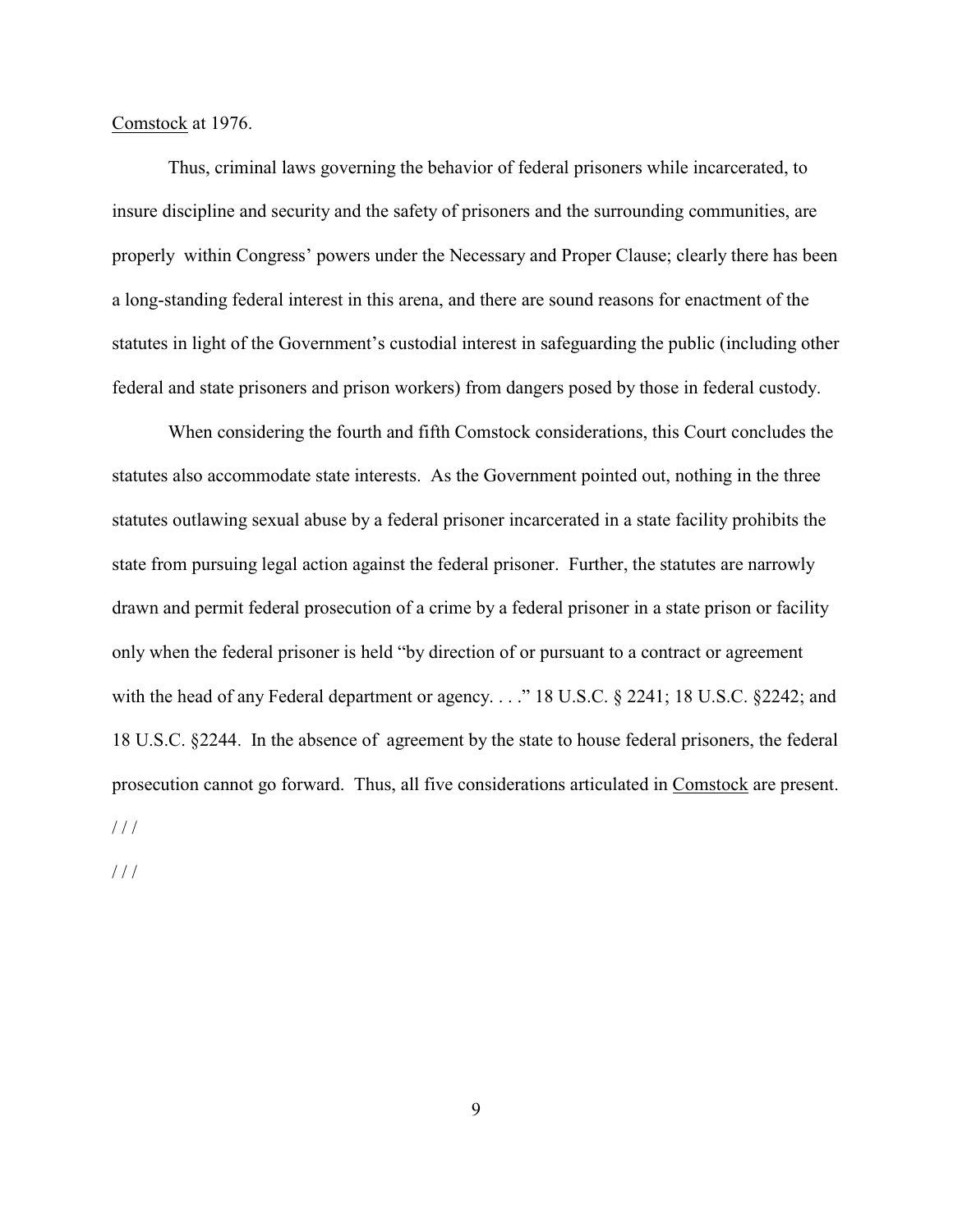Comstock at 1976.

Thus, criminal laws governing the behavior of federal prisoners while incarcerated, to insure discipline and security and the safety of prisoners and the surrounding communities, are properly within Congress' powers under the Necessary and Proper Clause; clearly there has been a long-standing federal interest in this arena, and there are sound reasons for enactment of the statutes in light of the Government's custodial interest in safeguarding the public (including other federal and state prisoners and prison workers) from dangers posed by those in federal custody.

When considering the fourth and fifth Comstock considerations, this Court concludes the statutes also accommodate state interests. As the Government pointed out, nothing in the three statutes outlawing sexual abuse by a federal prisoner incarcerated in a state facility prohibits the state from pursuing legal action against the federal prisoner. Further, the statutes are narrowly drawn and permit federal prosecution of a crime by a federal prisoner in a state prison or facility only when the federal prisoner is held "by direction of or pursuant to a contract or agreement with the head of any Federal department or agency. . . ." 18 U.S.C. § 2241; 18 U.S.C. §2242; and 18 U.S.C. §2244. In the absence of agreement by the state to house federal prisoners, the federal prosecution cannot go forward. Thus, all five considerations articulated in Comstock are present.

/ / /

/ / /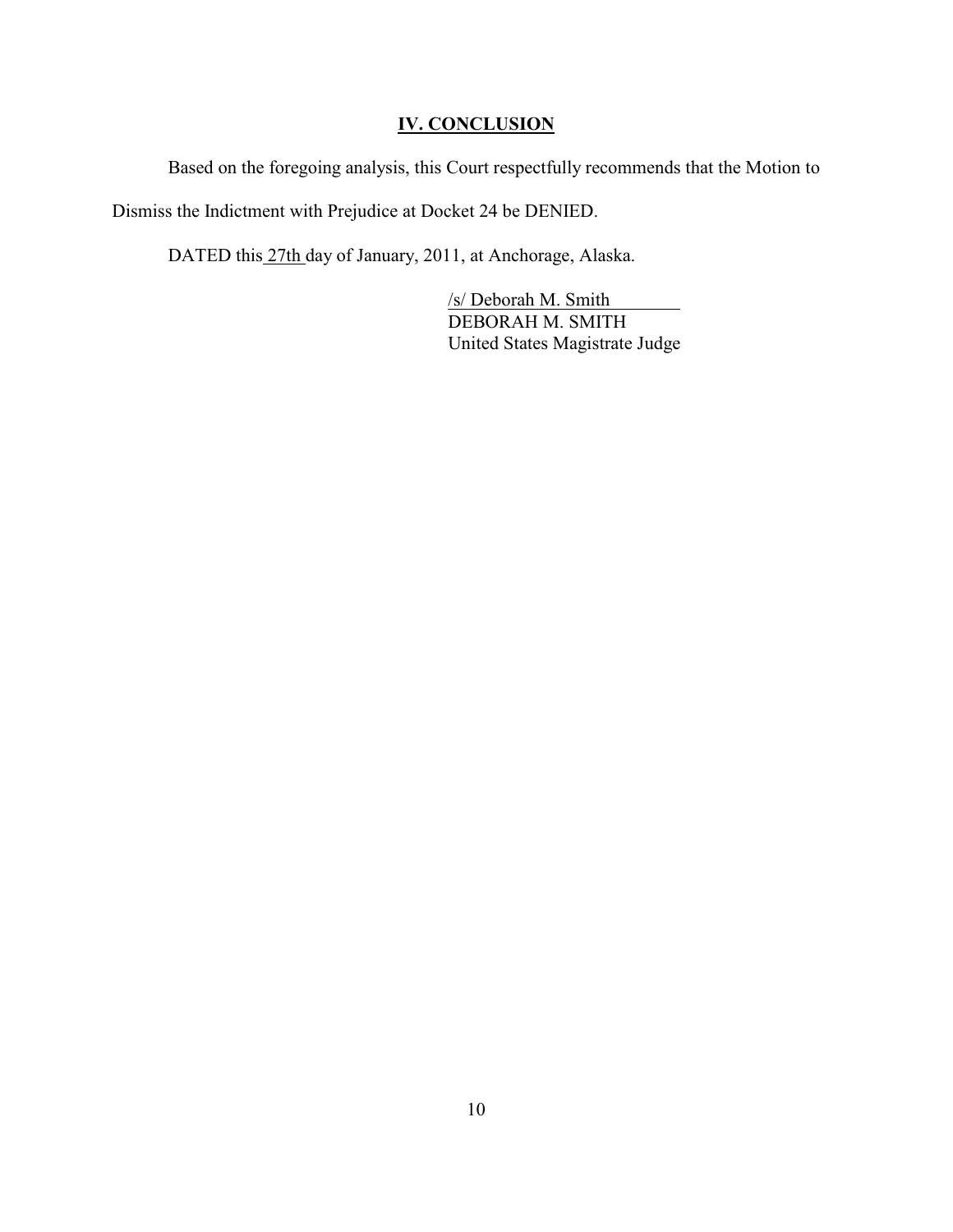## IV. CONCLUSION

Based on the foregoing analysis, this Court respectfully recommends that the Motion to Dismiss the Indictment with Prejudice at Docket 24 be DENIED.

DATED this 27th day of January, 2011, at Anchorage, Alaska.

/s/ Deborah M. Smith
DEBORAH M. SMITH
United States Magistrate Judge